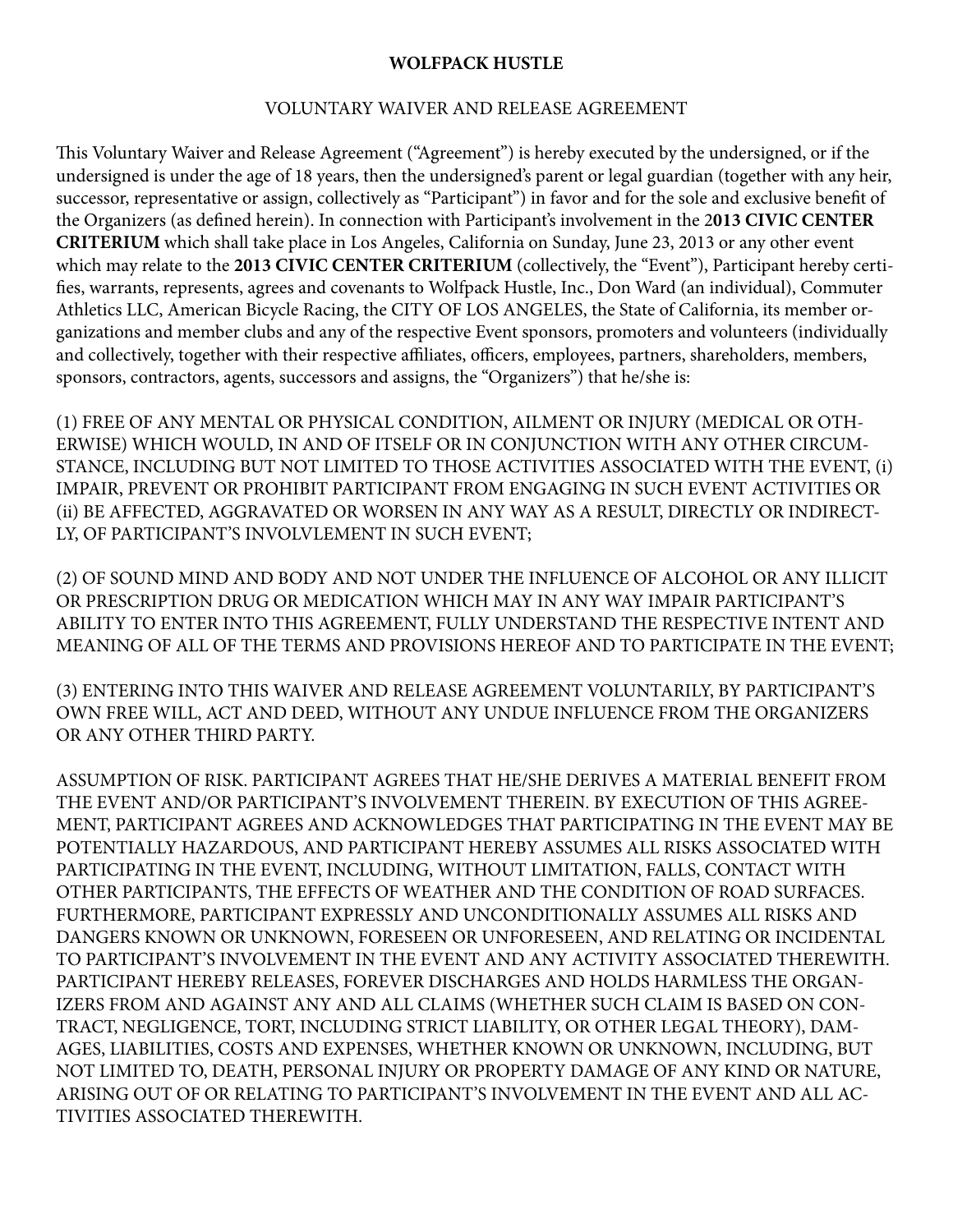**WOLFPACK HUSTLE**

VOLUNTARY WAIVER AND RELEASE AGREEMENT

This Voluntary Waiver and Release Agreement ("Agreement") is hereby executed by the undersigned, or if the undersigned is under the age of 18 years, then the undersigned's parent or legal guardian (together with any heir, successor, representative or assign, collectively as "Participant") in favor and for the sole and exclusive benefit of the Organizers (as defined herein). In connection with Participant's involvement in the 2**013 CIVIC CENTER CRITERIUM** which shall take place in Los Angeles, California on Sunday, June 23, 2013 or any other event which may relate to the **2013 CIVIC CENTER CRITERIUM** (collectively, the "Event"), Participant hereby certifies, warrants, represents, agrees and covenants to Wolfpack Hustle, Inc., Don Ward (an individual), Commuter Athletics LLC, American Bicycle Racing, the CITY OF LOS ANGELES, the State of California, its member organizations and member clubs and any of the respective Event sponsors, promoters and volunteers (individually and collectively, together with their respective affiliates, officers, employees, partners, shareholders, members, sponsors, contractors, agents, successors and assigns, the "Organizers") that he/she is:

(1) FREE OF ANY MENTAL OR PHYSICAL CONDITION, AILMENT OR INJURY (MEDICAL OR OTHERWISE) WHICH WOULD, IN AND OF ITSELF OR IN CONJUNCTION WITH ANY OTHER CIRCUMSTANCE, INCLUDING BUT NOT LIMITED TO THOSE ACTIVITIES ASSOCIATED WITH THE EVENT, (i) IMPAIR, PREVENT OR PROHIBIT PARTICIPANT FROM ENGAGING IN SUCH EVENT ACTIVITIES OR (ii) BE AFFECTED, AGGRAVATED OR WORSEN IN ANY WAY AS A RESULT, DIRECTLY OR INDIRECTLY, OF PARTICIPANT'S INVOLVLEMENT IN SUCH EVENT;

(2) OF SOUND MIND AND BODY AND NOT UNDER THE INFLUENCE OF ALCOHOL OR ANY ILLICIT OR PRESCRIPTION DRUG OR MEDICATION WHICH MAY IN ANY WAY IMPAIR PARTICIPANT'S ABILITY TO ENTER INTO THIS AGREEMENT, FULLY UNDERSTAND THE RESPECTIVE INTENT AND MEANING OF ALL OF THE TERMS AND PROVISIONS HEREOF AND TO PARTICIPATE IN THE EVENT;

(3) ENTERING INTO THIS WAIVER AND RELEASE AGREEMENT VOLUNTARILY, BY PARTICIPANT'S OWN FREE WILL, ACT AND DEED, WITHOUT ANY UNDUE INFLUENCE FROM THE ORGANIZERS OR ANY OTHER THIRD PARTY.

ASSUMPTION OF RISK. PARTICIPANT AGREES THAT HE/SHE DERIVES A MATERIAL BENEFIT FROM THE EVENT AND/OR PARTICIPANT'S INVOLVEMENT THEREIN. BY EXECUTION OF THIS AGREEMENT, PARTICIPANT AGREES AND ACKNOWLEDGES THAT PARTICIPATING IN THE EVENT MAY BE POTENTIALLY HAZARDOUS, AND PARTICIPANT HEREBY ASSUMES ALL RISKS ASSOCIATED WITH PARTICIPATING IN THE EVENT, INCLUDING, WITHOUT LIMITATION, FALLS, CONTACT WITH OTHER PARTICIPANTS, THE EFFECTS OF WEATHER AND THE CONDITION OF ROAD SURFACES. FURTHERMORE, PARTICIPANT EXPRESSLY AND UNCONDITIONALLY ASSUMES ALL RISKS AND DANGERS KNOWN OR UNKNOWN, FORESEEN OR UNFORESEEN, AND RELATING OR INCIDENTAL TO PARTICIPANT'S INVOLVEMENT IN THE EVENT AND ANY ACTIVITY ASSOCIATED THEREWITH. PARTICIPANT HEREBY RELEASES, FOREVER DISCHARGES AND HOLDS HARMLESS THE ORGANIZERS FROM AND AGAINST ANY AND ALL CLAIMS (WHETHER SUCH CLAIM IS BASED ON CONTRACT, NEGLIGENCE, TORT, INCLUDING STRICT LIABILITY, OR OTHER LEGAL THEORY), DAMAGES, LIABILITIES, COSTS AND EXPENSES, WHETHER KNOWN OR UNKNOWN, INCLUDING, BUT NOT LIMITED TO, DEATH, PERSONAL INJURY OR PROPERTY DAMAGE OF ANY KIND OR NATURE, ARISING OUT OF OR RELATING TO PARTICIPANT'S INVOLVEMENT IN THE EVENT AND ALL ACTIVITIES ASSOCIATED THEREWITH.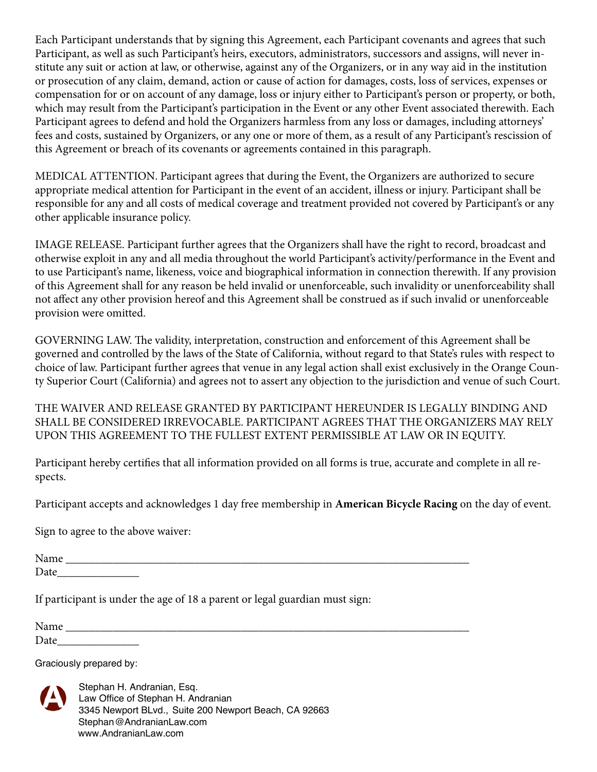Each Participant understands that by signing this Agreement, each Participant covenants and agrees that such Participant, as well as such Participant's heirs, executors, administrators, successors and assigns, will never institute any suit or action at law, or otherwise, against any of the Organizers, or in any way aid in the institution or prosecution of any claim, demand, action or cause of action for damages, costs, loss of services, expenses or compensation for or on account of any damage, loss or injury either to Participant's person or property, or both, which may result from the Participant's participation in the Event or any other Event associated therewith. Each Participant agrees to defend and hold the Organizers harmless from any loss or damages, including attorneys' fees and costs, sustained by Organizers, or any one or more of them, as a result of any Participant's rescission of this Agreement or breach of its covenants or agreements contained in this paragraph.

MEDICAL ATTENTION. Participant agrees that during the Event, the Organizers are authorized to secure appropriate medical attention for Participant in the event of an accident, illness or injury. Participant shall be responsible for any and all costs of medical coverage and treatment provided not covered by Participant's or any other applicable insurance policy.

IMAGE RELEASE. Participant further agrees that the Organizers shall have the right to record, broadcast and otherwise exploit in any and all media throughout the world Participant's activity/performance in the Event and to use Participant's name, likeness, voice and biographical information in connection therewith. If any provision of this Agreement shall for any reason be held invalid or unenforceable, such invalidity or unenforceability shall not affect any other provision hereof and this Agreement shall be construed as if such invalid or unenforceable provision were omitted.

GOVERNING LAW. The validity, interpretation, construction and enforcement of this Agreement shall be governed and controlled by the laws of the State of California, without regard to that State's rules with respect to choice of law. Participant further agrees that venue in any legal action shall exist exclusively in the Orange County Superior Court (California) and agrees not to assert any objection to the jurisdiction and venue of such Court.

THE WAIVER AND RELEASE GRANTED BY PARTICIPANT HEREUNDER IS LEGALLY BINDING AND SHALL BE CONSIDERED IRREVOCABLE. PARTICIPANT AGREES THAT THE ORGANIZERS MAY RELY UPON THIS AGREEMENT TO THE FULLEST EXTENT PERMISSIBLE AT LAW OR IN EQUITY.

Participant hereby certifies that all information provided on all forms is true, accurate and complete in all respects.

Participant accepts and acknowledges 1 day free membership in **American Bicycle Racing** on the day of event.

Sign to agree to the above waiver:

Name ___________________________________________________________________________
Date______________

If participant is under the age of 18 a parent or legal guardian must sign:

Name ___________________________________________________________________________
Date______________

Graciously prepared by:

Stephan H. Andranian, Esq.
Law Office of Stephan H. Andranian
3345 Newport BLvd., Suite 200 Newport Beach, CA 92663
Stephan@AndranianLaw.com
www.AndranianLaw.com